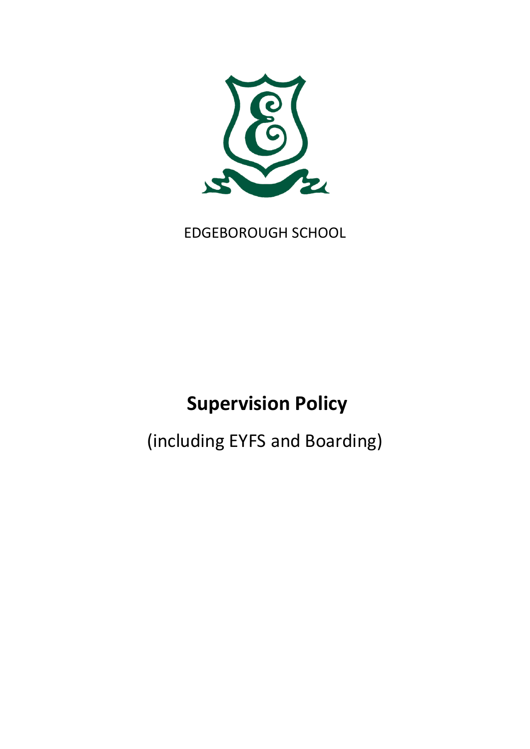EDGEBOROUGH SCHOOL

# Supervision Policy

(including EYFS and Boarding)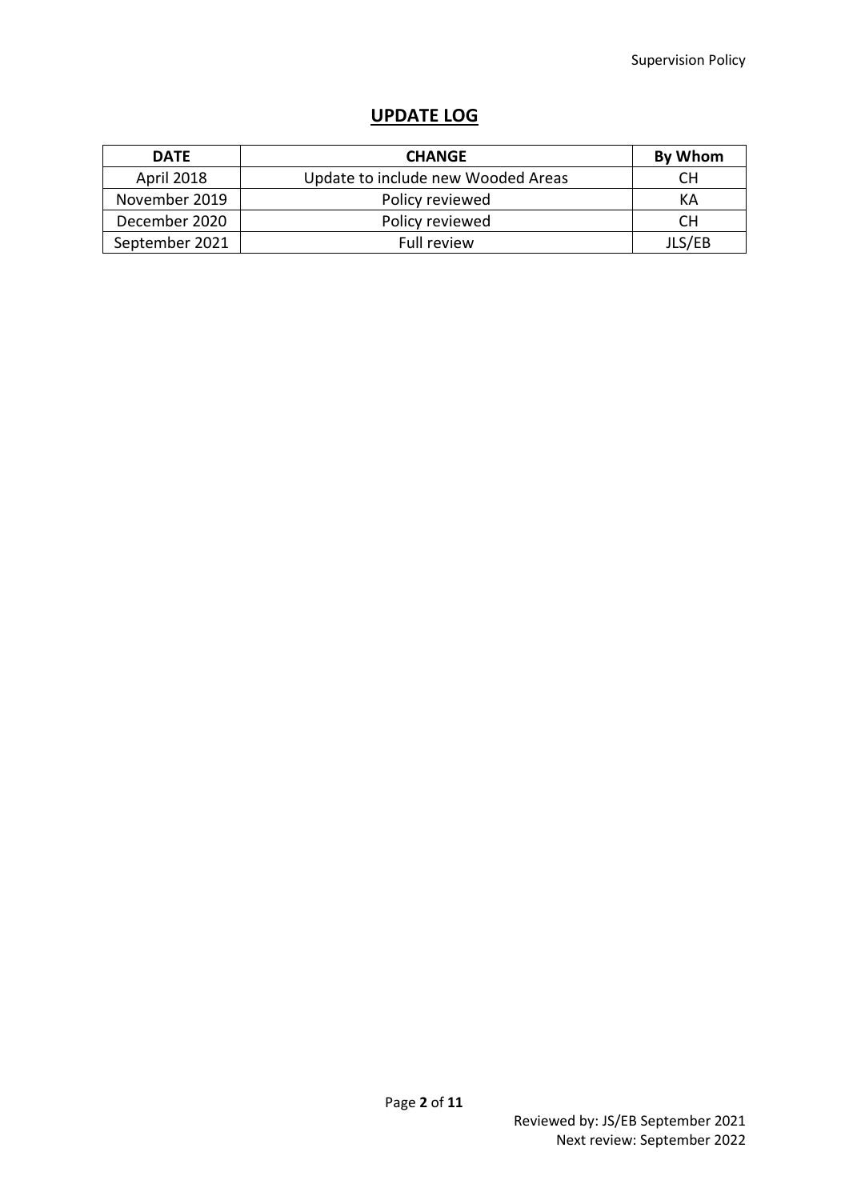## UPDATE LOG

| DATE | CHANGE | By Whom |
|---|---|---|
| April 2018 | Update to include new Wooded Areas | CH |
| November 2019 | Policy reviewed | KA |
| December 2020 | Policy reviewed | CH |
| September 2021 | Full review | JLS/EB |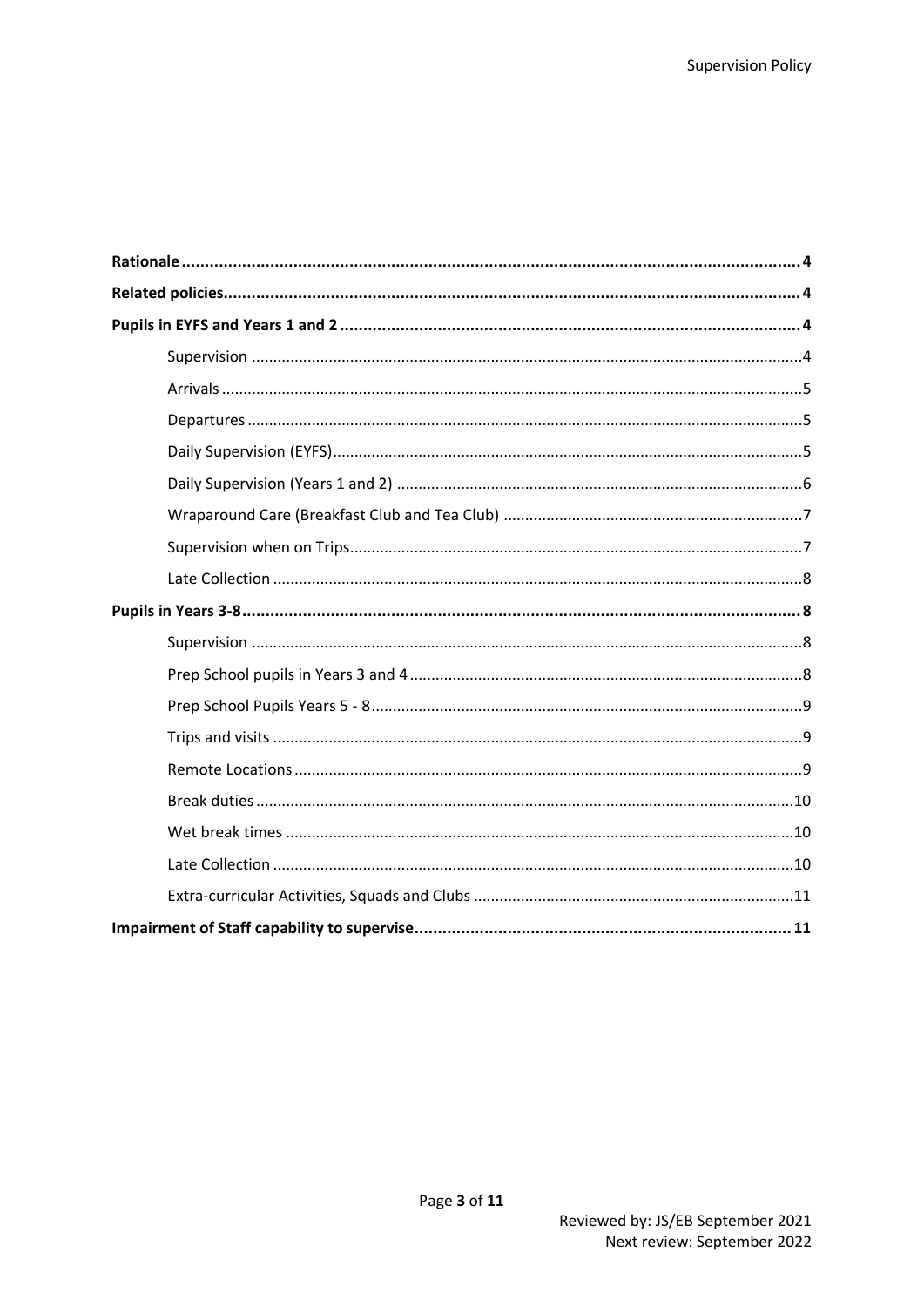| | |
|---|---|
| **Rationale** | **4** |
| **Related policies** | **4** |
| **Pupils in EYFS and Years 1 and 2** | **4** |
| Supervision | 4 |
| Arrivals | 5 |
| Departures | 5 |
| Daily Supervision (EYFS) | 5 |
| Daily Supervision (Years 1 and 2) | 6 |
| Wraparound Care (Breakfast Club and Tea Club) | 7 |
| Supervision when on Trips | 7 |
| Late Collection | 8 |
| **Pupils in Years 3-8** | **8** |
| Supervision | 8 |
| Prep School pupils in Years 3 and 4 | 8 |
| Prep School Pupils Years 5 - 8 | 9 |
| Trips and visits | 9 |
| Remote Locations | 9 |
| Break duties | 10 |
| Wet break times | 10 |
| Late Collection | 10 |
| Extra-curricular Activities, Squads and Clubs | 11 |
| **Impairment of Staff capability to supervise** | **11** |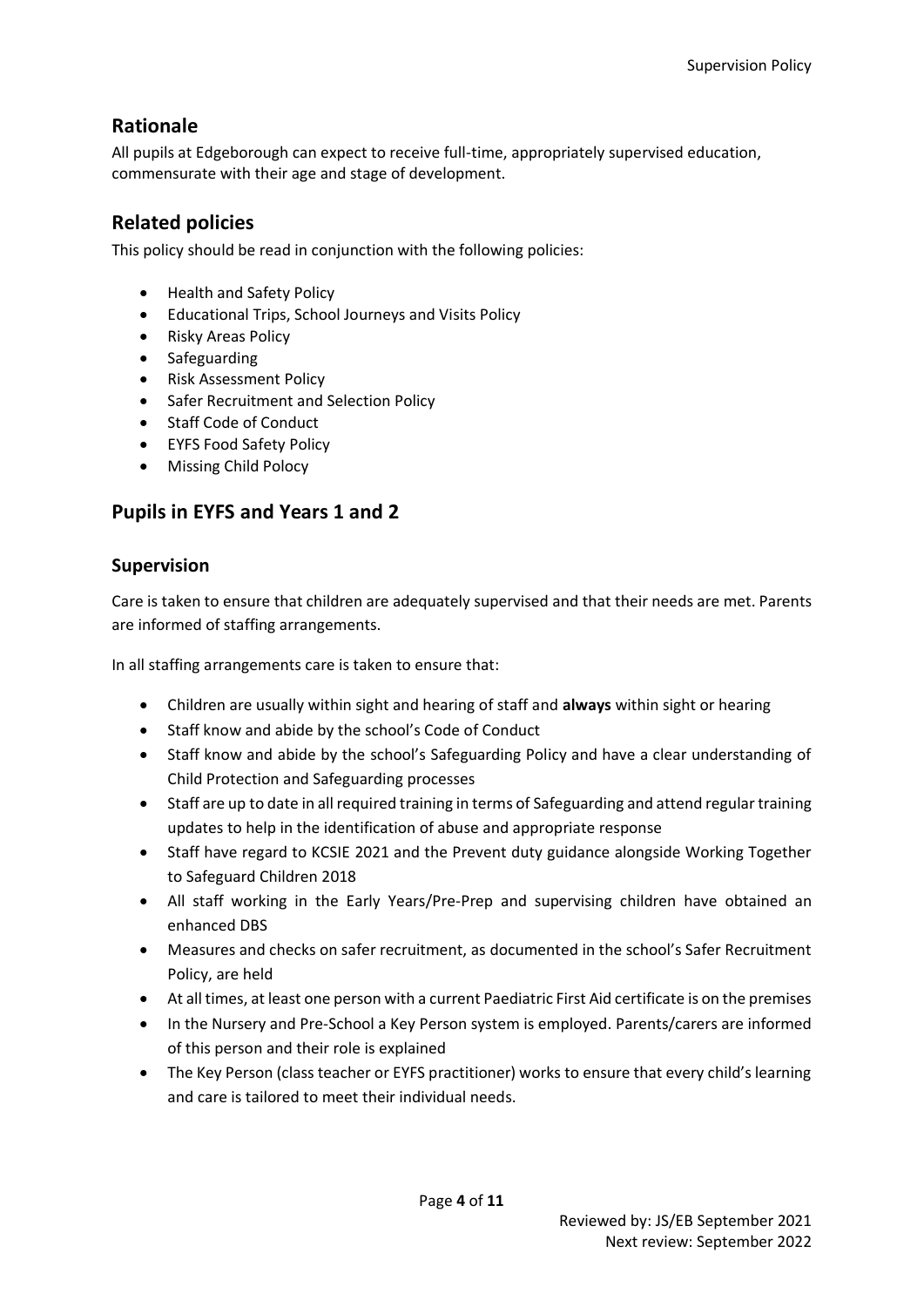## Rationale

All pupils at Edgeborough can expect to receive full-time, appropriately supervised education, commensurate with their age and stage of development.

## Related policies

This policy should be read in conjunction with the following policies:

- Health and Safety Policy
- Educational Trips, School Journeys and Visits Policy
- Risky Areas Policy
- Safeguarding
- Risk Assessment Policy
- Safer Recruitment and Selection Policy
- Staff Code of Conduct
- EYFS Food Safety Policy
- Missing Child Polocy

## Pupils in EYFS and Years 1 and 2

### Supervision

Care is taken to ensure that children are adequately supervised and that their needs are met. Parents are informed of staffing arrangements.

In all staffing arrangements care is taken to ensure that:

- Children are usually within sight and hearing of staff and **always** within sight or hearing
- Staff know and abide by the school's Code of Conduct
- Staff know and abide by the school's Safeguarding Policy and have a clear understanding of Child Protection and Safeguarding processes
- Staff are up to date in all required training in terms of Safeguarding and attend regular training updates to help in the identification of abuse and appropriate response
- Staff have regard to KCSIE 2021 and the Prevent duty guidance alongside Working Together to Safeguard Children 2018
- All staff working in the Early Years/Pre-Prep and supervising children have obtained an enhanced DBS
- Measures and checks on safer recruitment, as documented in the school's Safer Recruitment Policy, are held
- At all times, at least one person with a current Paediatric First Aid certificate is on the premises
- In the Nursery and Pre-School a Key Person system is employed. Parents/carers are informed of this person and their role is explained
- The Key Person (class teacher or EYFS practitioner) works to ensure that every child's learning and care is tailored to meet their individual needs.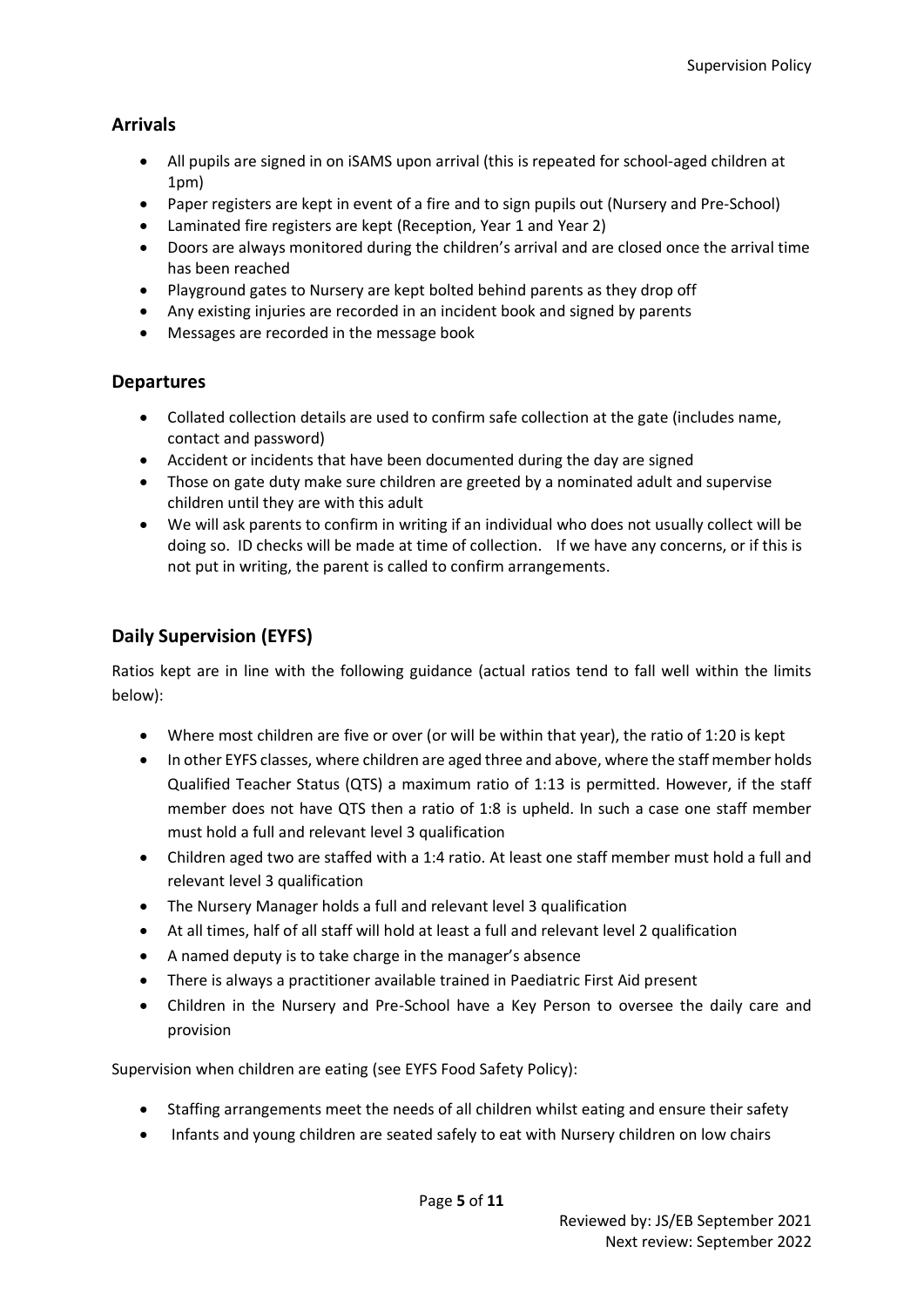## Arrivals

- All pupils are signed in on iSAMS upon arrival (this is repeated for school-aged children at 1pm)
- Paper registers are kept in event of a fire and to sign pupils out (Nursery and Pre-School)
- Laminated fire registers are kept (Reception, Year 1 and Year 2)
- Doors are always monitored during the children's arrival and are closed once the arrival time has been reached
- Playground gates to Nursery are kept bolted behind parents as they drop off
- Any existing injuries are recorded in an incident book and signed by parents
- Messages are recorded in the message book

## Departures

- Collated collection details are used to confirm safe collection at the gate (includes name, contact and password)
- Accident or incidents that have been documented during the day are signed
- Those on gate duty make sure children are greeted by a nominated adult and supervise children until they are with this adult
- We will ask parents to confirm in writing if an individual who does not usually collect will be doing so. ID checks will be made at time of collection. If we have any concerns, or if this is not put in writing, the parent is called to confirm arrangements.

## Daily Supervision (EYFS)

Ratios kept are in line with the following guidance (actual ratios tend to fall well within the limits below):

- Where most children are five or over (or will be within that year), the ratio of 1:20 is kept
- In other EYFS classes, where children are aged three and above, where the staff member holds Qualified Teacher Status (QTS) a maximum ratio of 1:13 is permitted. However, if the staff member does not have QTS then a ratio of 1:8 is upheld. In such a case one staff member must hold a full and relevant level 3 qualification
- Children aged two are staffed with a 1:4 ratio. At least one staff member must hold a full and relevant level 3 qualification
- The Nursery Manager holds a full and relevant level 3 qualification
- At all times, half of all staff will hold at least a full and relevant level 2 qualification
- A named deputy is to take charge in the manager's absence
- There is always a practitioner available trained in Paediatric First Aid present
- Children in the Nursery and Pre-School have a Key Person to oversee the daily care and provision

Supervision when children are eating (see EYFS Food Safety Policy):

- Staffing arrangements meet the needs of all children whilst eating and ensure their safety
- Infants and young children are seated safely to eat with Nursery children on low chairs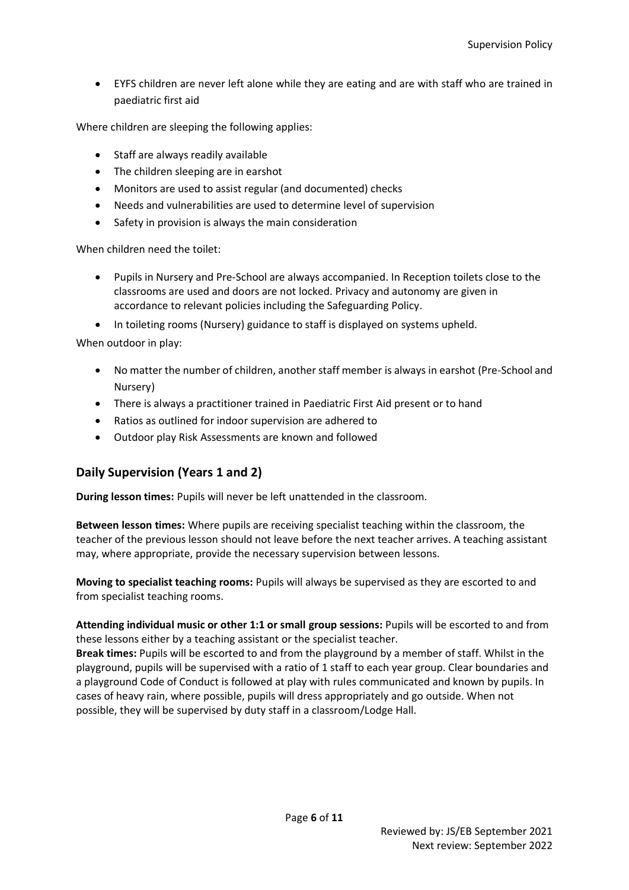- EYFS children are never left alone while they are eating and are with staff who are trained in paediatric first aid

Where children are sleeping the following applies:

- Staff are always readily available
- The children sleeping are in earshot
- Monitors are used to assist regular (and documented) checks
- Needs and vulnerabilities are used to determine level of supervision
- Safety in provision is always the main consideration

When children need the toilet:

- Pupils in Nursery and Pre-School are always accompanied. In Reception toilets close to the classrooms are used and doors are not locked. Privacy and autonomy are given in accordance to relevant policies including the Safeguarding Policy.
- In toileting rooms (Nursery) guidance to staff is displayed on systems upheld.

When outdoor in play:

- No matter the number of children, another staff member is always in earshot (Pre-School and Nursery)
- There is always a practitioner trained in Paediatric First Aid present or to hand
- Ratios as outlined for indoor supervision are adhered to
- Outdoor play Risk Assessments are known and followed

## Daily Supervision (Years 1 and 2)

**During lesson times:** Pupils will never be left unattended in the classroom.

**Between lesson times:** Where pupils are receiving specialist teaching within the classroom, the teacher of the previous lesson should not leave before the next teacher arrives. A teaching assistant may, where appropriate, provide the necessary supervision between lessons.

**Moving to specialist teaching rooms:** Pupils will always be supervised as they are escorted to and from specialist teaching rooms.

**Attending individual music or other 1:1 or small group sessions:** Pupils will be escorted to and from these lessons either by a teaching assistant or the specialist teacher.

**Break times:** Pupils will be escorted to and from the playground by a member of staff. Whilst in the playground, pupils will be supervised with a ratio of 1 staff to each year group. Clear boundaries and a playground Code of Conduct is followed at play with rules communicated and known by pupils. In cases of heavy rain, where possible, pupils will dress appropriately and go outside. When not possible, they will be supervised by duty staff in a classroom/Lodge Hall.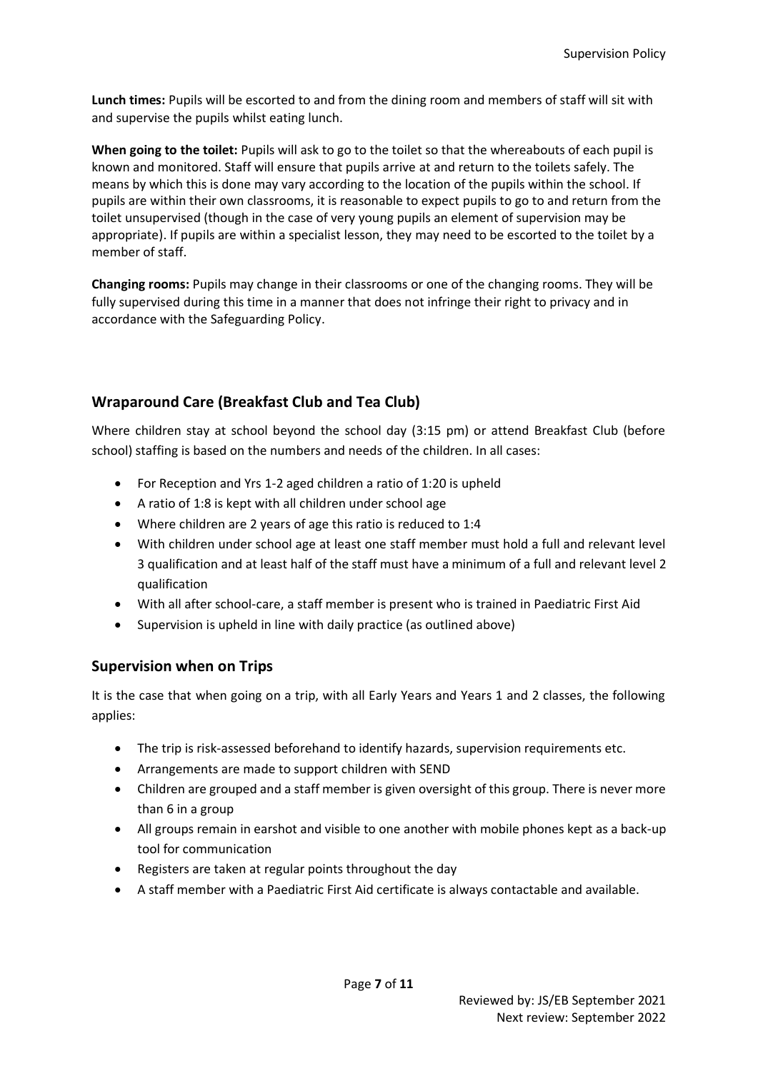**Lunch times:** Pupils will be escorted to and from the dining room and members of staff will sit with and supervise the pupils whilst eating lunch.

**When going to the toilet:** Pupils will ask to go to the toilet so that the whereabouts of each pupil is known and monitored. Staff will ensure that pupils arrive at and return to the toilets safely. The means by which this is done may vary according to the location of the pupils within the school. If pupils are within their own classrooms, it is reasonable to expect pupils to go to and return from the toilet unsupervised (though in the case of very young pupils an element of supervision may be appropriate). If pupils are within a specialist lesson, they may need to be escorted to the toilet by a member of staff.

**Changing rooms:** Pupils may change in their classrooms or one of the changing rooms. They will be fully supervised during this time in a manner that does not infringe their right to privacy and in accordance with the Safeguarding Policy.

## Wraparound Care (Breakfast Club and Tea Club)

Where children stay at school beyond the school day (3:15 pm) or attend Breakfast Club (before school) staffing is based on the numbers and needs of the children. In all cases:

- For Reception and Yrs 1-2 aged children a ratio of 1:20 is upheld
- A ratio of 1:8 is kept with all children under school age
- Where children are 2 years of age this ratio is reduced to 1:4
- With children under school age at least one staff member must hold a full and relevant level 3 qualification and at least half of the staff must have a minimum of a full and relevant level 2 qualification
- With all after school-care, a staff member is present who is trained in Paediatric First Aid
- Supervision is upheld in line with daily practice (as outlined above)

## Supervision when on Trips

It is the case that when going on a trip, with all Early Years and Years 1 and 2 classes, the following applies:

- The trip is risk-assessed beforehand to identify hazards, supervision requirements etc.
- Arrangements are made to support children with SEND
- Children are grouped and a staff member is given oversight of this group. There is never more than 6 in a group
- All groups remain in earshot and visible to one another with mobile phones kept as a back-up tool for communication
- Registers are taken at regular points throughout the day
- A staff member with a Paediatric First Aid certificate is always contactable and available.

Reviewed by: JS/EB September 2021
Next review: September 2022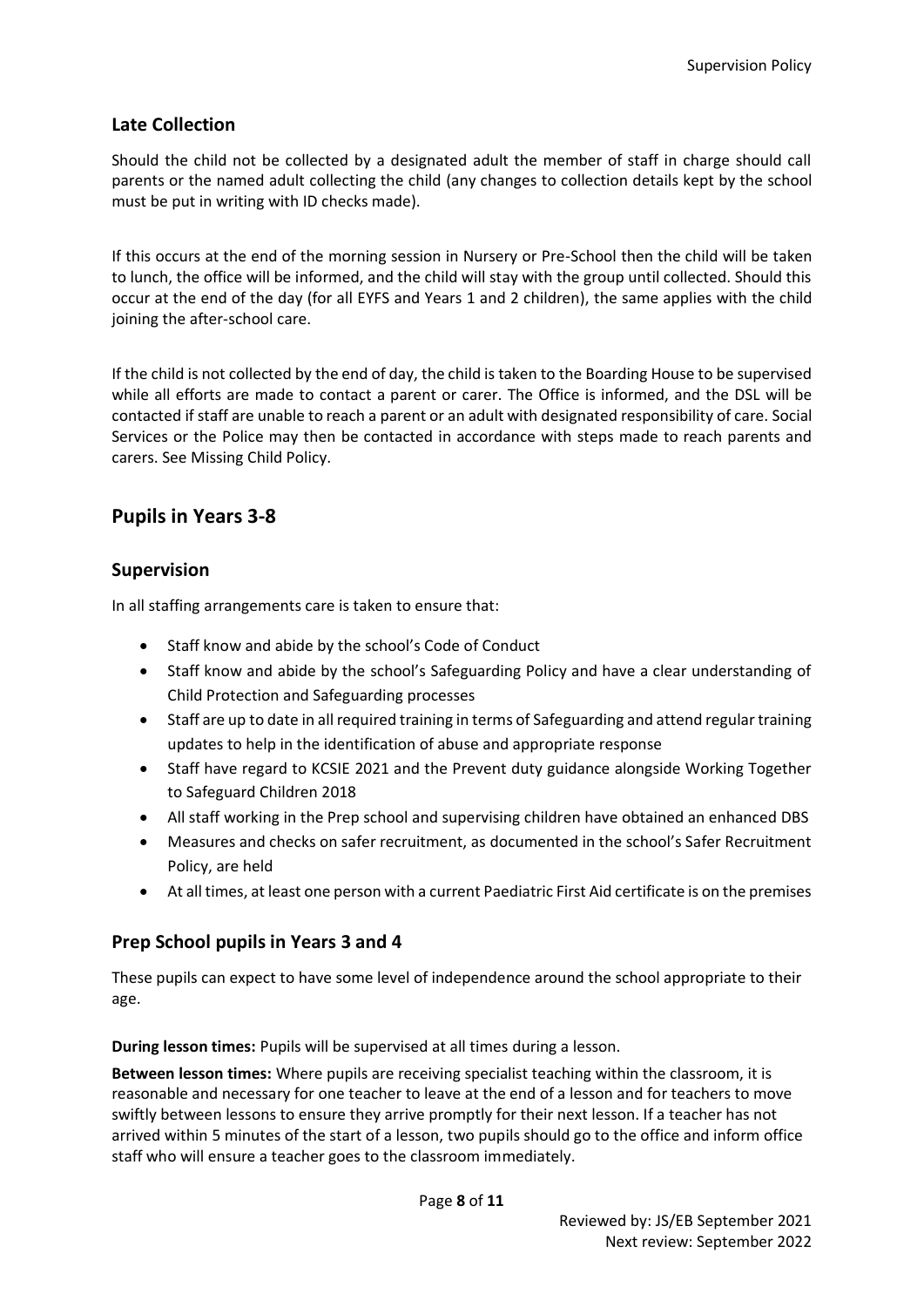## Late Collection

Should the child not be collected by a designated adult the member of staff in charge should call parents or the named adult collecting the child (any changes to collection details kept by the school must be put in writing with ID checks made).

If this occurs at the end of the morning session in Nursery or Pre-School then the child will be taken to lunch, the office will be informed, and the child will stay with the group until collected. Should this occur at the end of the day (for all EYFS and Years 1 and 2 children), the same applies with the child joining the after-school care.

If the child is not collected by the end of day, the child is taken to the Boarding House to be supervised while all efforts are made to contact a parent or carer. The Office is informed, and the DSL will be contacted if staff are unable to reach a parent or an adult with designated responsibility of care. Social Services or the Police may then be contacted in accordance with steps made to reach parents and carers. See Missing Child Policy.

# Pupils in Years 3-8

## Supervision

In all staffing arrangements care is taken to ensure that:

- Staff know and abide by the school's Code of Conduct
- Staff know and abide by the school's Safeguarding Policy and have a clear understanding of Child Protection and Safeguarding processes
- Staff are up to date in all required training in terms of Safeguarding and attend regular training updates to help in the identification of abuse and appropriate response
- Staff have regard to KCSIE 2021 and the Prevent duty guidance alongside Working Together to Safeguard Children 2018
- All staff working in the Prep school and supervising children have obtained an enhanced DBS
- Measures and checks on safer recruitment, as documented in the school's Safer Recruitment Policy, are held
- At all times, at least one person with a current Paediatric First Aid certificate is on the premises

## Prep School pupils in Years 3 and 4

These pupils can expect to have some level of independence around the school appropriate to their age.

**During lesson times:** Pupils will be supervised at all times during a lesson.

**Between lesson times:** Where pupils are receiving specialist teaching within the classroom, it is reasonable and necessary for one teacher to leave at the end of a lesson and for teachers to move swiftly between lessons to ensure they arrive promptly for their next lesson. If a teacher has not arrived within 5 minutes of the start of a lesson, two pupils should go to the office and inform office staff who will ensure a teacher goes to the classroom immediately.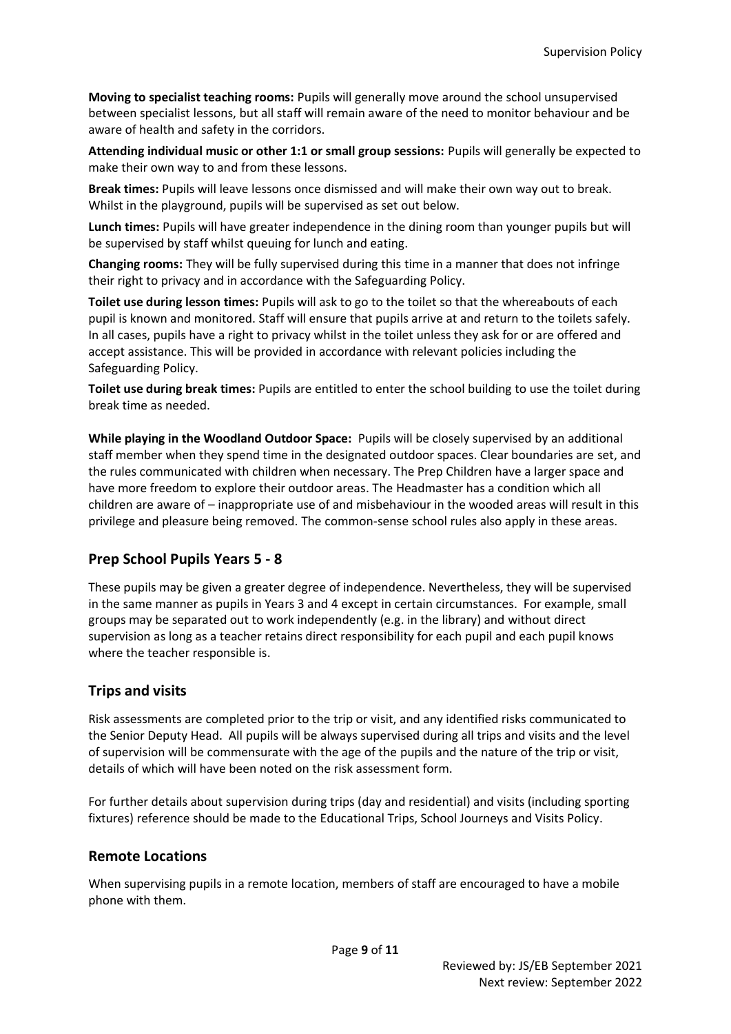**Moving to specialist teaching rooms:** Pupils will generally move around the school unsupervised between specialist lessons, but all staff will remain aware of the need to monitor behaviour and be aware of health and safety in the corridors.

**Attending individual music or other 1:1 or small group sessions:** Pupils will generally be expected to make their own way to and from these lessons.

**Break times:** Pupils will leave lessons once dismissed and will make their own way out to break. Whilst in the playground, pupils will be supervised as set out below.

**Lunch times:** Pupils will have greater independence in the dining room than younger pupils but will be supervised by staff whilst queuing for lunch and eating.

**Changing rooms:** They will be fully supervised during this time in a manner that does not infringe their right to privacy and in accordance with the Safeguarding Policy.

**Toilet use during lesson times:** Pupils will ask to go to the toilet so that the whereabouts of each pupil is known and monitored. Staff will ensure that pupils arrive at and return to the toilets safely. In all cases, pupils have a right to privacy whilst in the toilet unless they ask for or are offered and accept assistance. This will be provided in accordance with relevant policies including the Safeguarding Policy.

**Toilet use during break times:** Pupils are entitled to enter the school building to use the toilet during break time as needed.

**While playing in the Woodland Outdoor Space:** Pupils will be closely supervised by an additional staff member when they spend time in the designated outdoor spaces. Clear boundaries are set, and the rules communicated with children when necessary. The Prep Children have a larger space and have more freedom to explore their outdoor areas. The Headmaster has a condition which all children are aware of – inappropriate use of and misbehaviour in the wooded areas will result in this privilege and pleasure being removed. The common-sense school rules also apply in these areas.

## Prep School Pupils Years 5 - 8

These pupils may be given a greater degree of independence. Nevertheless, they will be supervised in the same manner as pupils in Years 3 and 4 except in certain circumstances. For example, small groups may be separated out to work independently (e.g. in the library) and without direct supervision as long as a teacher retains direct responsibility for each pupil and each pupil knows where the teacher responsible is.

## Trips and visits

Risk assessments are completed prior to the trip or visit, and any identified risks communicated to the Senior Deputy Head. All pupils will be always supervised during all trips and visits and the level of supervision will be commensurate with the age of the pupils and the nature of the trip or visit, details of which will have been noted on the risk assessment form.

For further details about supervision during trips (day and residential) and visits (including sporting fixtures) reference should be made to the Educational Trips, School Journeys and Visits Policy.

## Remote Locations

When supervising pupils in a remote location, members of staff are encouraged to have a mobile phone with them.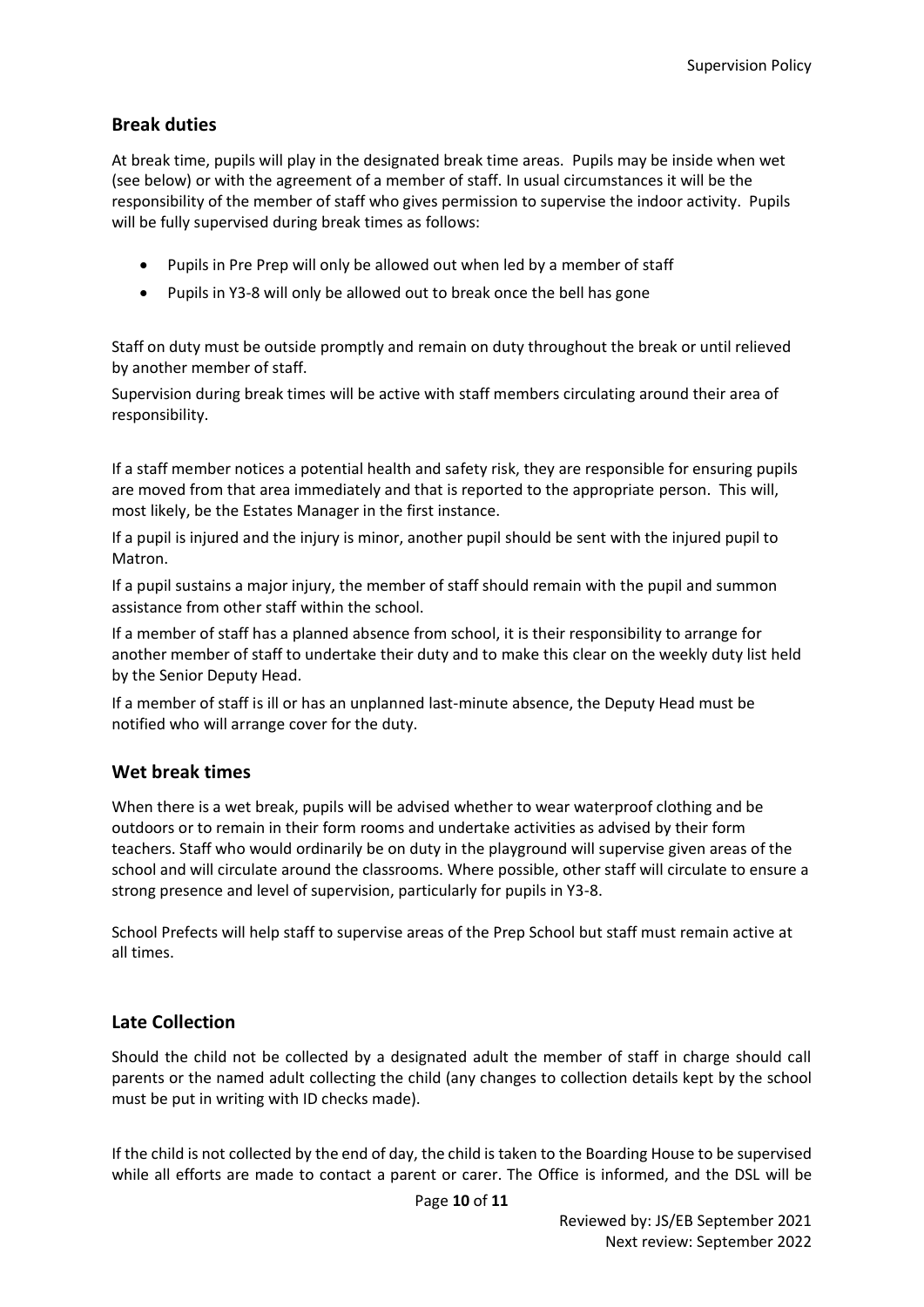## Break duties

At break time, pupils will play in the designated break time areas. Pupils may be inside when wet (see below) or with the agreement of a member of staff. In usual circumstances it will be the responsibility of the member of staff who gives permission to supervise the indoor activity. Pupils will be fully supervised during break times as follows:

- Pupils in Pre Prep will only be allowed out when led by a member of staff
- Pupils in Y3-8 will only be allowed out to break once the bell has gone

Staff on duty must be outside promptly and remain on duty throughout the break or until relieved by another member of staff.

Supervision during break times will be active with staff members circulating around their area of responsibility.

If a staff member notices a potential health and safety risk, they are responsible for ensuring pupils are moved from that area immediately and that is reported to the appropriate person. This will, most likely, be the Estates Manager in the first instance.

If a pupil is injured and the injury is minor, another pupil should be sent with the injured pupil to Matron.

If a pupil sustains a major injury, the member of staff should remain with the pupil and summon assistance from other staff within the school.

If a member of staff has a planned absence from school, it is their responsibility to arrange for another member of staff to undertake their duty and to make this clear on the weekly duty list held by the Senior Deputy Head.

If a member of staff is ill or has an unplanned last-minute absence, the Deputy Head must be notified who will arrange cover for the duty.

## Wet break times

When there is a wet break, pupils will be advised whether to wear waterproof clothing and be outdoors or to remain in their form rooms and undertake activities as advised by their form teachers. Staff who would ordinarily be on duty in the playground will supervise given areas of the school and will circulate around the classrooms. Where possible, other staff will circulate to ensure a strong presence and level of supervision, particularly for pupils in Y3-8.

School Prefects will help staff to supervise areas of the Prep School but staff must remain active at all times.

## Late Collection

Should the child not be collected by a designated adult the member of staff in charge should call parents or the named adult collecting the child (any changes to collection details kept by the school must be put in writing with ID checks made).

If the child is not collected by the end of day, the child is taken to the Boarding House to be supervised while all efforts are made to contact a parent or carer. The Office is informed, and the DSL will be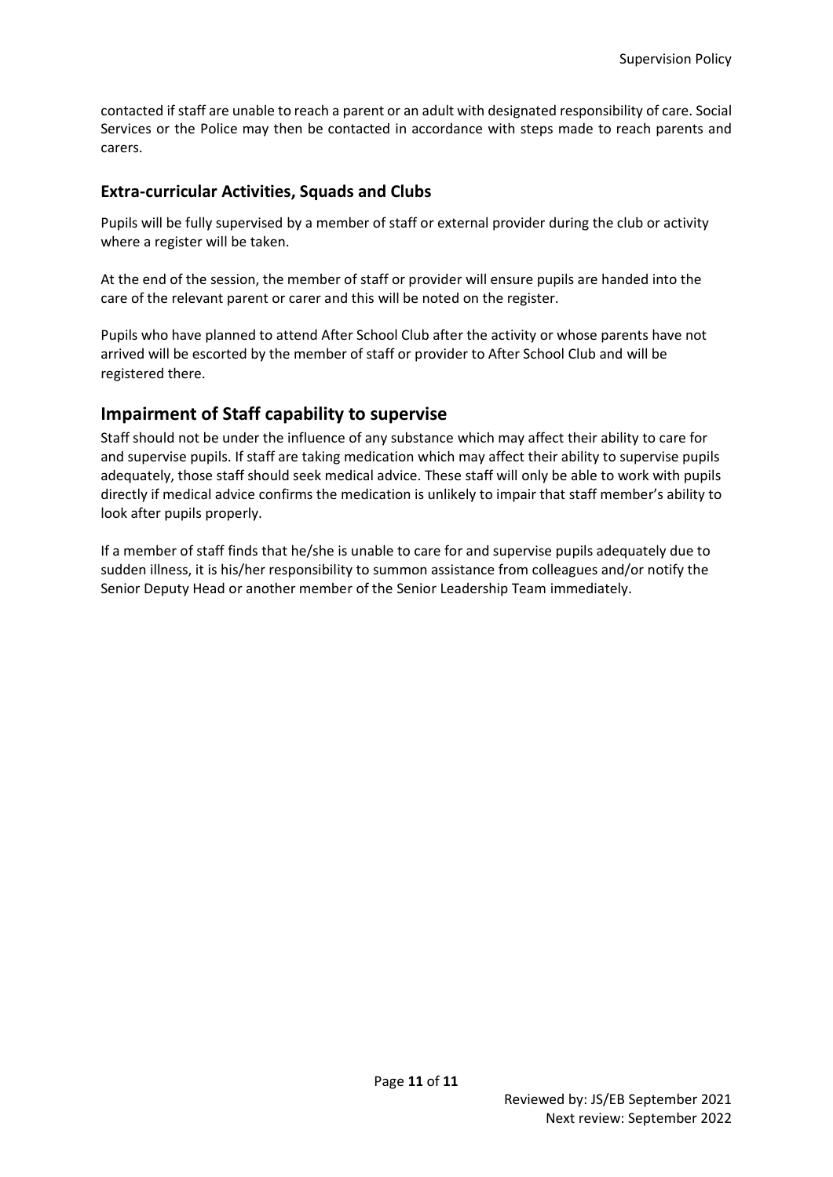contacted if staff are unable to reach a parent or an adult with designated responsibility of care. Social Services or the Police may then be contacted in accordance with steps made to reach parents and carers.

### Extra-curricular Activities, Squads and Clubs

Pupils will be fully supervised by a member of staff or external provider during the club or activity where a register will be taken.

At the end of the session, the member of staff or provider will ensure pupils are handed into the care of the relevant parent or carer and this will be noted on the register.

Pupils who have planned to attend After School Club after the activity or whose parents have not arrived will be escorted by the member of staff or provider to After School Club and will be registered there.

## Impairment of Staff capability to supervise

Staff should not be under the influence of any substance which may affect their ability to care for and supervise pupils. If staff are taking medication which may affect their ability to supervise pupils adequately, those staff should seek medical advice. These staff will only be able to work with pupils directly if medical advice confirms the medication is unlikely to impair that staff member's ability to look after pupils properly.

If a member of staff finds that he/she is unable to care for and supervise pupils adequately due to sudden illness, it is his/her responsibility to summon assistance from colleagues and/or notify the Senior Deputy Head or another member of the Senior Leadership Team immediately.

Reviewed by: JS/EB September 2021
Next review: September 2022